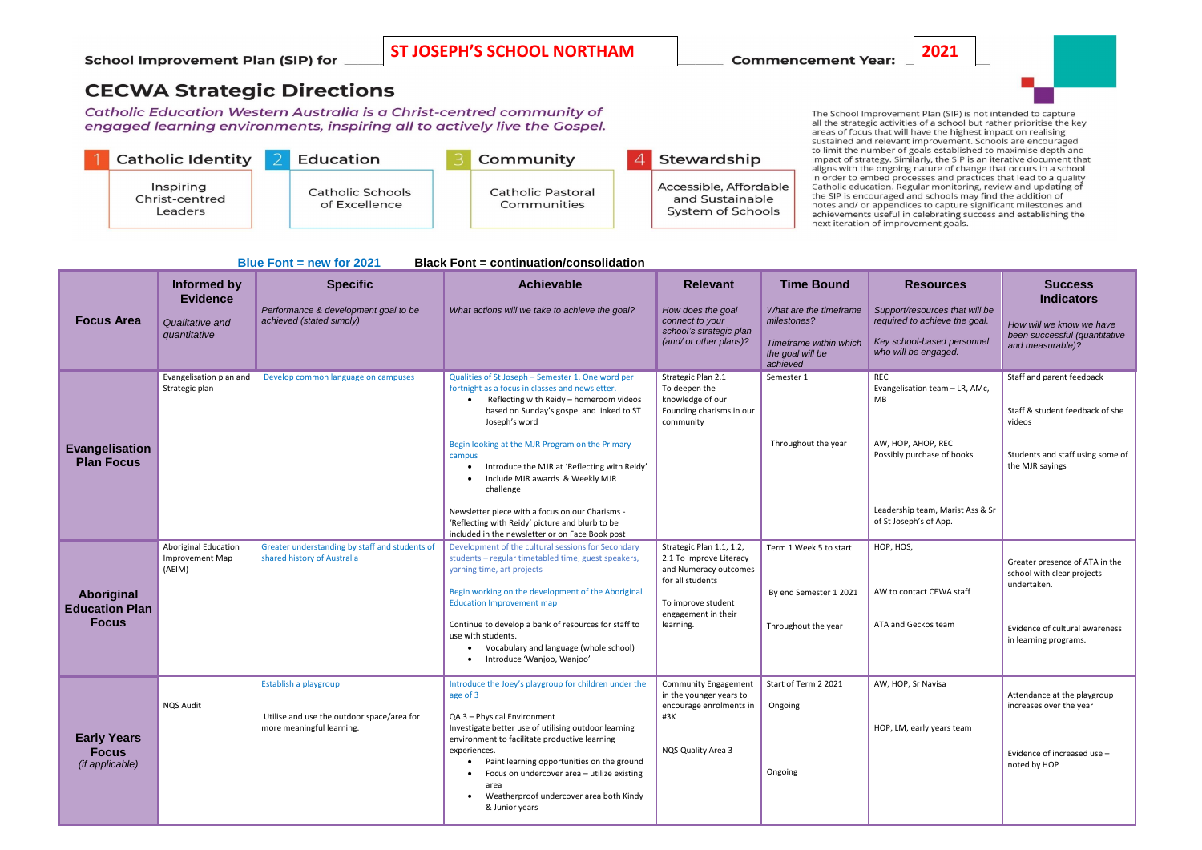School Improvement Plan (SIP) for **ST JOSEPH'S SCHOOL NORTHAM** Commencement Year: **2021**

# CECWA Strategic Directions

*Catholic Education Western Australia is a Christ-centred community of engaged learning environments, inspiring all to actively live the Gospel.*

| 1 Catholic Identity | 2 Education | 3 Community | 4 Stewardship |
|---|---|---|---|
| Inspiring Christ-centred Leaders | Catholic Schools of Excellence | Catholic Pastoral Communities | Accessible, Affordable and Sustainable System of Schools |

The School Improvement Plan (SIP) is not intended to capture all the strategic activities of a school but rather prioritise the key areas of focus that will have the highest impact on realising sustained and relevant improvement. Schools are encouraged to limit the number of goals established to maximise depth and impact of strategy. Similarly, the SIP is an iterative document that aligns with the ongoing nature of change that occurs in a school in order to embed processes and practices that lead to a quality Catholic education. Regular monitoring, review and updating of the SIP is encouraged and schools may find the addition of notes and/ or appendices to capture significant milestones and achievements useful in celebrating success and establishing the next iteration of improvement goals.

**Blue Font = new for 2021** **Black Font = continuation/consolidation**

| Focus Area | Informed by Evidence<br>*Qualitative and quantitative* | Specific<br>*Performance & development goal to be achieved (stated simply)* | Achievable<br>*What actions will we take to achieve the goal?* | Relevant<br>*How does the goal connect to your school's strategic plan (and/ or other plans)?* | Time Bound<br>*What are the timeframe milestones?*<br>*Timeframe within which the goal will be achieved* | Resources<br>*Support/resources that will be required to achieve the goal.*<br>*Key school-based personnel who will be engaged.* | Success Indicators<br>*How will we know we have been successful (quantitative and measurable)?* |
|---|---|---|---|---|---|---|---|
| **Evangelisation Plan Focus** | Evangelisation plan and Strategic plan | Develop common language on campuses | Qualities of St Joseph – Semester 1. One word per fortnight as a focus in classes and newsletter.<br>• Reflecting with Reidy – homeroom videos based on Sunday's gospel and linked to ST Joseph's word<br><br>Begin looking at the MJR Program on the Primary campus<br>• Introduce the MJR at 'Reflecting with Reidy'<br>• Include MJR awards & Weekly MJR challenge<br><br>Newsletter piece with a focus on our Charisms - 'Reflecting with Reidy' picture and blurb to be included in the newsletter or on Face Book post | Strategic Plan 2.1<br>To deepen the knowledge of our Founding charisms in our community | Semester 1<br><br>Throughout the year | REC<br>Evangelisation team – LR, AMc, MB<br><br>AW, HOP, AHOP, REC<br>Possibly purchase of books<br><br>Leadership team, Marist Ass & Sr of St Joseph's of App. | Staff and parent feedback<br><br>Staff & student feedback of she videos<br><br>Students and staff using some of the MJR sayings |
| **Aboriginal Education Plan Focus** | Aboriginal Education Improvement Map (AEIM) | Greater understanding by staff and students of shared history of Australia | Development of the cultural sessions for Secondary students – regular timetabled time, guest speakers, yarning time, art projects<br><br>Begin working on the development of the Aboriginal Education Improvement map<br><br>Continue to develop a bank of resources for staff to use with students.<br>• Vocabulary and language (whole school)<br>• Introduce 'Wanjoo, Wanjoo' | Strategic Plan 1.1, 1.2, 2.1 To improve Literacy and Numeracy outcomes for all students<br><br>To improve student engagement in their learning. | Term 1 Week 5 to start<br><br>By end Semester 1 2021<br><br>Throughout the year | HOP, HOS,<br><br>AW to contact CEWA staff<br><br>ATA and Geckos team | Greater presence of ATA in the school with clear projects undertaken.<br><br>Evidence of cultural awareness in learning programs. |
| **Early Years Focus**<br>*(if applicable)* | NQS Audit | Establish a playgroup<br><br>Utilise and use the outdoor space/area for more meaningful learning. | Introduce the Joey's playgroup for children under the age of 3<br><br>QA 3 – Physical Environment<br>Investigate better use of utilising outdoor learning environment to facilitate productive learning experiences.<br>• Paint learning opportunities on the ground<br>• Focus on undercover area – utilize existing area<br>• Weatherproof undercover area both Kindy & Junior years | Community Engagement in the younger years to encourage enrolments in #3K<br><br>NQS Quality Area 3 | Start of Term 2 2021<br><br>Ongoing<br><br>Ongoing | AW, HOP, Sr Navisa<br><br>HOP, LM, early years team | Attendance at the playgroup increases over the year<br><br>Evidence of increased use – noted by HOP |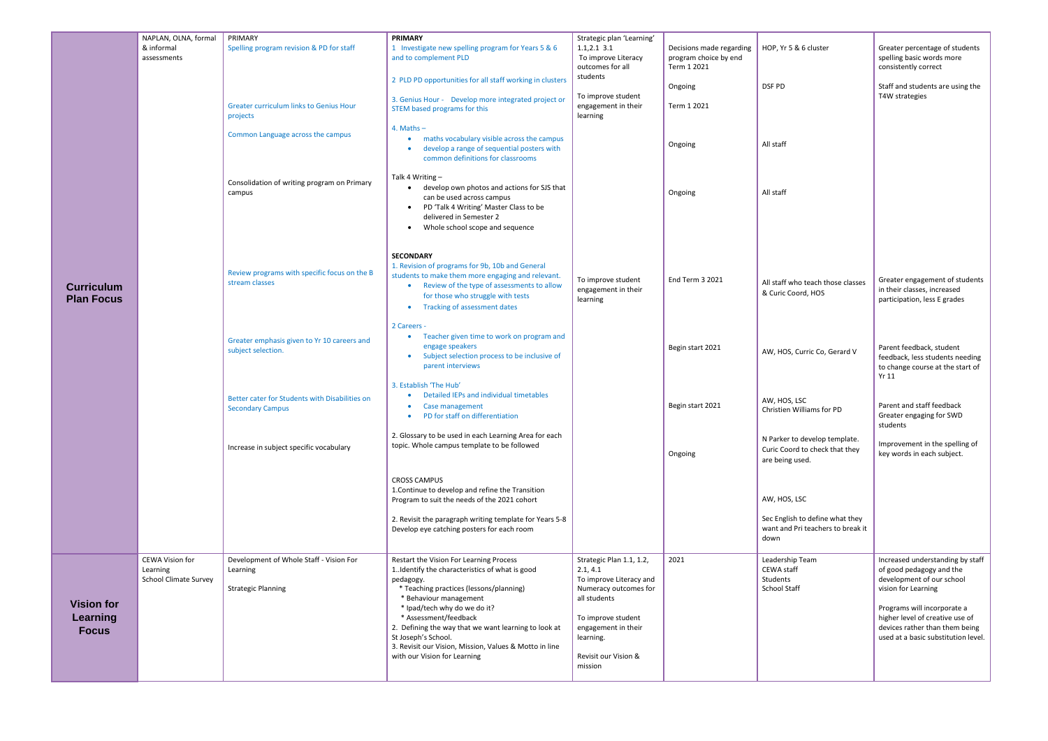| | | | | | | | |
|---|---|---|---|---|---|---|---|
| **Curriculum Plan Focus** | NAPLAN, OLNA, formal & informal assessments | PRIMARY<br>Spelling program revision & PD for staff<br><br>Greater curriculum links to Genius Hour projects<br><br>Common Language across the campus<br><br>Consolidation of writing program on Primary campus | **PRIMARY**<br>1 Investigate new spelling program for Years 5 & 6 and to complement PLD<br><br>2 PLD PD opportunities for all staff working in clusters<br><br>3. Genius Hour - Develop more integrated project or STEM based programs for this<br><br>4. Maths –<br>• maths vocabulary visible across the campus<br>• develop a range of sequential posters with common definitions for classrooms<br><br>Talk 4 Writing –<br>• develop own photos and actions for SJS that can be used across campus<br>• PD 'Talk 4 Writing' Master Class to be delivered in Semester 2<br>• Whole school scope and sequence | Strategic plan 'Learning' 1.1,2.1 3.1<br>To improve Literacy outcomes for all students<br><br>To improve student engagement in their learning | Decisions made regarding program choice by end Term 1 2021<br><br>Ongoing<br><br>Term 1 2021<br><br>Ongoing<br><br>Ongoing | HOP, Yr 5 & 6 cluster<br><br>DSF PD<br><br>All staff<br><br>All staff | Greater percentage of students spelling basic words more consistently correct<br><br>Staff and students are using the T4W strategies |
| | | Review programs with specific focus on the B stream classes<br><br>Greater emphasis given to Yr 10 careers and subject selection.<br><br>Better cater for Students with Disabilities on Secondary Campus<br><br>Increase in subject specific vocabulary | **SECONDARY**<br>1. Revision of programs for 9b, 10b and General students to make them more engaging and relevant.<br>• Review of the type of assessments to allow for those who struggle with tests<br>• Tracking of assessment dates<br><br>2 Careers -<br>• Teacher given time to work on program and engage speakers<br>• Subject selection process to be inclusive of parent interviews<br><br>3. Establish 'The Hub'<br>• Detailed IEPs and individual timetables<br>• Case management<br>• PD for staff on differentiation<br><br>2. Glossary to be used in each Learning Area for each topic. Whole campus template to be followed | To improve student engagement in their learning | End Term 3 2021<br><br>Begin start 2021<br><br>Begin start 2021<br><br>Ongoing | All staff who teach those classes & Curic Coord, HOS<br><br>AW, HOS, Curric Co, Gerard V<br><br>AW, HOS, LSC<br>Christien Williams for PD<br><br>N Parker to develop template. Curic Coord to check that they are being used. | Greater engagement of students in their classes, increased participation, less E grades<br><br>Parent feedback, student feedback, less students needing to change course at the start of Yr 11<br><br>Parent and staff feedback<br>Greater engaging for SWD students<br><br>Improvement in the spelling of key words in each subject. |
| | | | CROSS CAMPUS<br>1.Continue to develop and refine the Transition Program to suit the needs of the 2021 cohort<br><br>2. Revisit the paragraph writing template for Years 5-8<br>Develop eye catching posters for each room | | | AW, HOS, LSC<br><br>Sec English to define what they want and Pri teachers to break it down | |
| **Vision for Learning Focus** | CEWA Vision for Learning<br>School Climate Survey | Development of Whole Staff - Vision For Learning<br><br>Strategic Planning | Restart the Vision For Learning Process<br>1..Identify the characteristics of what is good pedagogy.<br>* Teaching practices (lessons/planning)<br>* Behaviour management<br>* Ipad/tech why do we do it?<br>* Assessment/feedback<br>2. Defining the way that we want learning to look at St Joseph's School.<br>3. Revisit our Vision, Mission, Values & Motto in line with our Vision for Learning | Strategic Plan 1.1, 1.2, 2.1, 4.1<br>To improve Literacy and Numeracy outcomes for all students<br><br>To improve student engagement in their learning.<br><br>Revisit our Vision & mission | 2021 | Leadership Team<br>CEWA staff<br>Students<br>School Staff | Increased understanding by staff of good pedagogy and the development of our school vision for Learning<br><br>Programs will incorporate a higher level of creative use of devices rather than them being used at a basic substitution level. |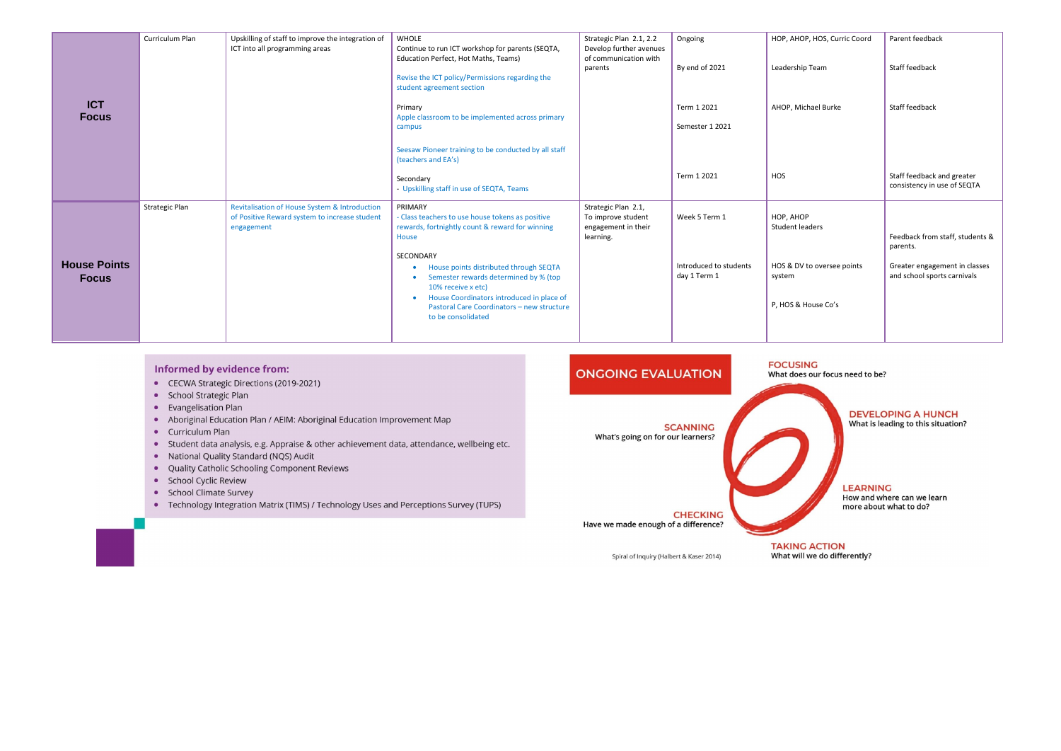| | | | | | | | |
|---|---|---|---|---|---|---|---|
| **ICT Focus** | Curriculum Plan | Upskilling of staff to improve the integration of ICT into all programming areas | WHOLE<br>Continue to run ICT workshop for parents (SEQTA, Education Perfect, Hot Maths, Teams)<br><br>Revise the ICT policy/Permissions regarding the student agreement section<br><br>Primary<br>Apple classroom to be implemented across primary campus<br><br>Seesaw Pioneer training to be conducted by all staff (teachers and EA's)<br><br>Secondary<br>- Upskilling staff in use of SEQTA, Teams | Strategic Plan 2.1, 2.2 Develop further avenues of communication with parents | Ongoing<br><br>By end of 2021<br><br>Term 1 2021<br><br>Semester 1 2021<br><br>Term 1 2021 | HOP, AHOP, HOS, Curric Coord<br><br>Leadership Team<br><br>AHOP, Michael Burke<br><br>HOS | Parent feedback<br><br>Staff feedback<br><br>Staff feedback<br><br>Staff feedback and greater consistency in use of SEQTA |
| **House Points Focus** | Strategic Plan | Revitalisation of House System & Introduction of Positive Reward system to increase student engagement | PRIMARY<br>- Class teachers to use house tokens as positive rewards, fortnightly count & reward for winning House<br><br>SECONDARY<br>• House points distributed through SEQTA<br>• Semester rewards determined by % (top 10% receive x etc)<br>• House Coordinators introduced in place of Pastoral Care Coordinators – new structure to be consolidated | Strategic Plan 2.1, To improve student engagement in their learning. | Week 5 Term 1<br><br>Introduced to students day 1 Term 1 | HOP, AHOP<br>Student leaders<br><br>HOS & DV to oversee points system<br><br>P, HOS & House Co's | Feedback from staff, students & parents.<br><br>Greater engagement in classes and school sports carnivals |

**Informed by evidence from:**

- CECWA Strategic Directions (2019-2021)
- School Strategic Plan
- Evangelisation Plan
- Aboriginal Education Plan / AEIM: Aboriginal Education Improvement Map
- Curriculum Plan
- Student data analysis, e.g. Appraise & other achievement data, attendance, wellbeing etc.
- National Quality Standard (NQS) Audit
- Quality Catholic Schooling Component Reviews
- School Cyclic Review
- School Climate Survey
- Technology Integration Matrix (TIMS) / Technology Uses and Perceptions Survey (TUPS)

ONGOING EVALUATION

FOCUSING
What does our focus need to be?

SCANNING
What's going on for our learners?

DEVELOPING A HUNCH
What is leading to this situation?

LEARNING
How and where can we learn more about what to do?

CHECKING
Have we made enough of a difference?

TAKING ACTION
What will we do differently?

Spiral of Inquiry (Halbert & Kaser 2014)